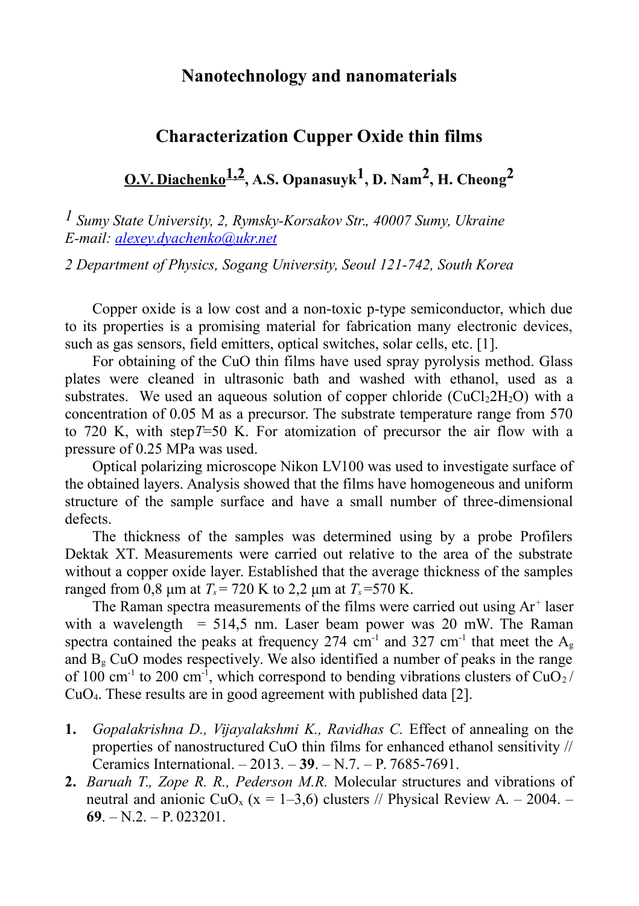## Nanotechnology and nanomaterials

# Characterization Cupper Oxide thin films

**O.V. Diachenko[1,2], A.S. Opanasuyk[1], D. Nam[2], H. Cheong[2]**

*[1] Sumy State University, 2, Rymsky-Korsakov Str., 40007 Sumy, Ukraine*
*E-mail: alexey.dyachenko@ukr.net*

*2 Department of Physics, Sogang University, Seoul 121-742, South Korea*

Copper oxide is a low cost and a non-toxic p-type semiconductor, which due to its properties is a promising material for fabrication many electronic devices, such as gas sensors, field emitters, optical switches, solar cells, etc. [1].

For obtaining of the CuO thin films have used spray pyrolysis method. Glass plates were cleaned in ultrasonic bath and washed with ethanol, used as a substrates. We used an aqueous solution of copper chloride ($CuCl_2 2H_2O$) with a concentration of 0.05 M as a precursor. The substrate temperature range from 570 to 720 K, with step$T$=50 K. For atomization of precursor the air flow with a pressure of 0.25 MPa was used.

Optical polarizing microscope Nikon LV100 was used to investigate surface of the obtained layers. Analysis showed that the films have homogeneous and uniform structure of the sample surface and have a small number of three-dimensional defects.

The thickness of the samples was determined using by a probe Profilers Dektak XT. Measurements were carried out relative to the area of the substrate without a copper oxide layer. Established that the average thickness of the samples ranged from 0,8 µm at $T_s$ = 720 K to 2,2 µm at $T_s$ =570 K.

The Raman spectra measurements of the films were carried out using $Ar^+$ laser with a wavelength = 514,5 nm. Laser beam power was 20 mW. The Raman spectra contained the peaks at frequency 274 $cm^{-1}$ and 327 $cm^{-1}$ that meet the $A_g$ and $B_g$ CuO modes respectively. We also identified a number of peaks in the range of 100 $cm^{-1}$ to 200 $cm^{-1}$, which correspond to bending vibrations clusters of $CuO_2$ / $CuO_4$. These results are in good agreement with published data [2].

1. *Gopalakrishna D., Vijayalakshmi K., Ravidhas C.* Effect of annealing on the properties of nanostructured CuO thin films for enhanced ethanol sensitivity // Ceramics International. – 2013. – **39**. – N.7. – P. 7685-7691.
2. *Baruah T., Zope R. R., Pederson M.R.* Molecular structures and vibrations of neutral and anionic $CuO_x$ (x = 1–3,6) clusters // Physical Review A. – 2004. – **69**. – N.2. – P. 023201.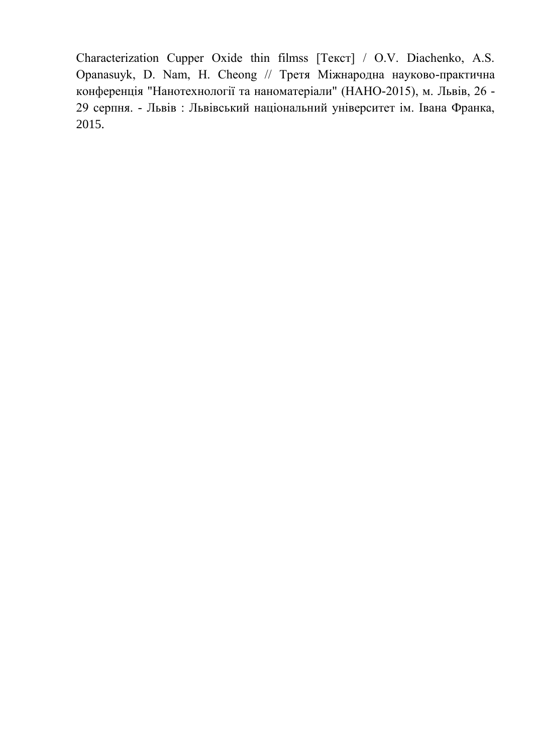Characterization Cupper Oxide thin filmss [Текст] / O.V. Diachenko, A.S. Opanasuyk, D. Nam, H. Cheong // Третя Міжнародна науково-практична конференція "Нанотехнології та наноматеріали" (НАНО-2015), м. Львів, 26 - 29 серпня. - Львів : Львівський національний університет ім. Івана Франка, 2015.